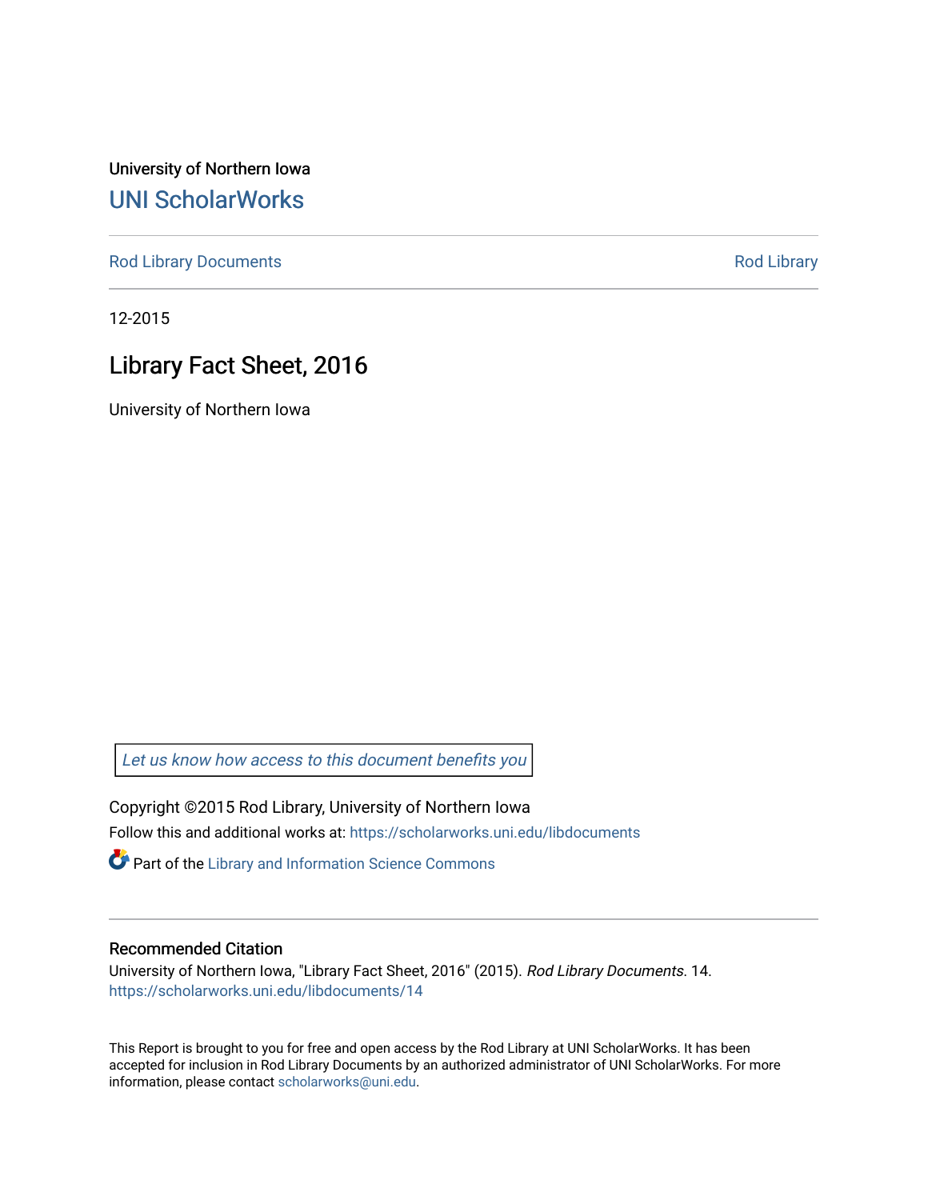University of Northern Iowa

# UNI ScholarWorks

Rod Library Documents | Rod Library

12-2015

## Library Fact Sheet, 2016

University of Northern Iowa

*Let us know how access to this document benefits you*

Copyright ©2015 Rod Library, University of Northern Iowa

Follow this and additional works at: https://scholarworks.uni.edu/libdocuments

Part of the Library and Information Science Commons

### Recommended Citation

University of Northern Iowa, "Library Fact Sheet, 2016" (2015). *Rod Library Documents*. 14. https://scholarworks.uni.edu/libdocuments/14

This Report is brought to you for free and open access by the Rod Library at UNI ScholarWorks. It has been accepted for inclusion in Rod Library Documents by an authorized administrator of UNI ScholarWorks. For more information, please contact scholarworks@uni.edu.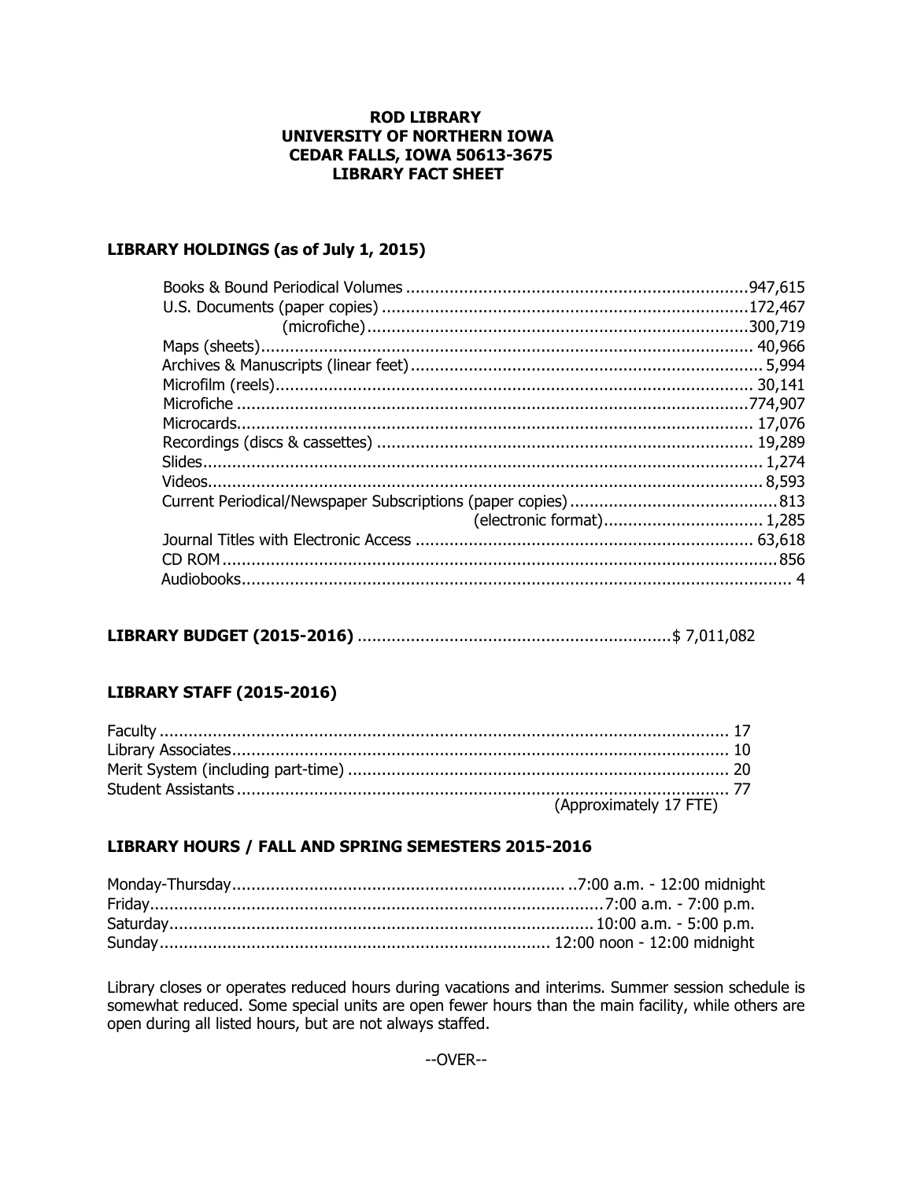**ROD LIBRARY**
**UNIVERSITY OF NORTHERN IOWA**
**CEDAR FALLS, IOWA 50613-3675**
**LIBRARY FACT SHEET**

## LIBRARY HOLDINGS (as of July 1, 2015)

| Item | Count |
|---|---|
| Books & Bound Periodical Volumes | 947,615 |
| U.S. Documents (paper copies) | 172,467 |
| (microfiche) | 300,719 |
| Maps (sheets) | 40,966 |
| Archives & Manuscripts (linear feet) | 5,994 |
| Microfilm (reels) | 30,141 |
| Microfiche | 774,907 |
| Microcards | 17,076 |
| Recordings (discs & cassettes) | 19,289 |
| Slides | 1,274 |
| Videos | 8,593 |
| Current Periodical/Newspaper Subscriptions (paper copies) | 813 |
| (electronic format) | 1,285 |
| Journal Titles with Electronic Access | 63,618 |
| CD ROM | 856 |
| Audiobooks | 4 |

## LIBRARY BUDGET (2015-2016) ........ $ 7,011,082

## LIBRARY STAFF (2015-2016)

| Staff | Count |
|---|---|
| Faculty | 17 |
| Library Associates | 10 |
| Merit System (including part-time) | 20 |
| Student Assistants | 77 |
| | (Approximately 17 FTE) |

## LIBRARY HOURS / FALL AND SPRING SEMESTERS 2015-2016

| Day | Hours |
|---|---|
| Monday-Thursday | 7:00 a.m. - 12:00 midnight |
| Friday | 7:00 a.m. - 7:00 p.m. |
| Saturday | 10:00 a.m. - 5:00 p.m. |
| Sunday | 12:00 noon - 12:00 midnight |

Library closes or operates reduced hours during vacations and interims. Summer session schedule is somewhat reduced. Some special units are open fewer hours than the main facility, while others are open during all listed hours, but are not always staffed.

--OVER--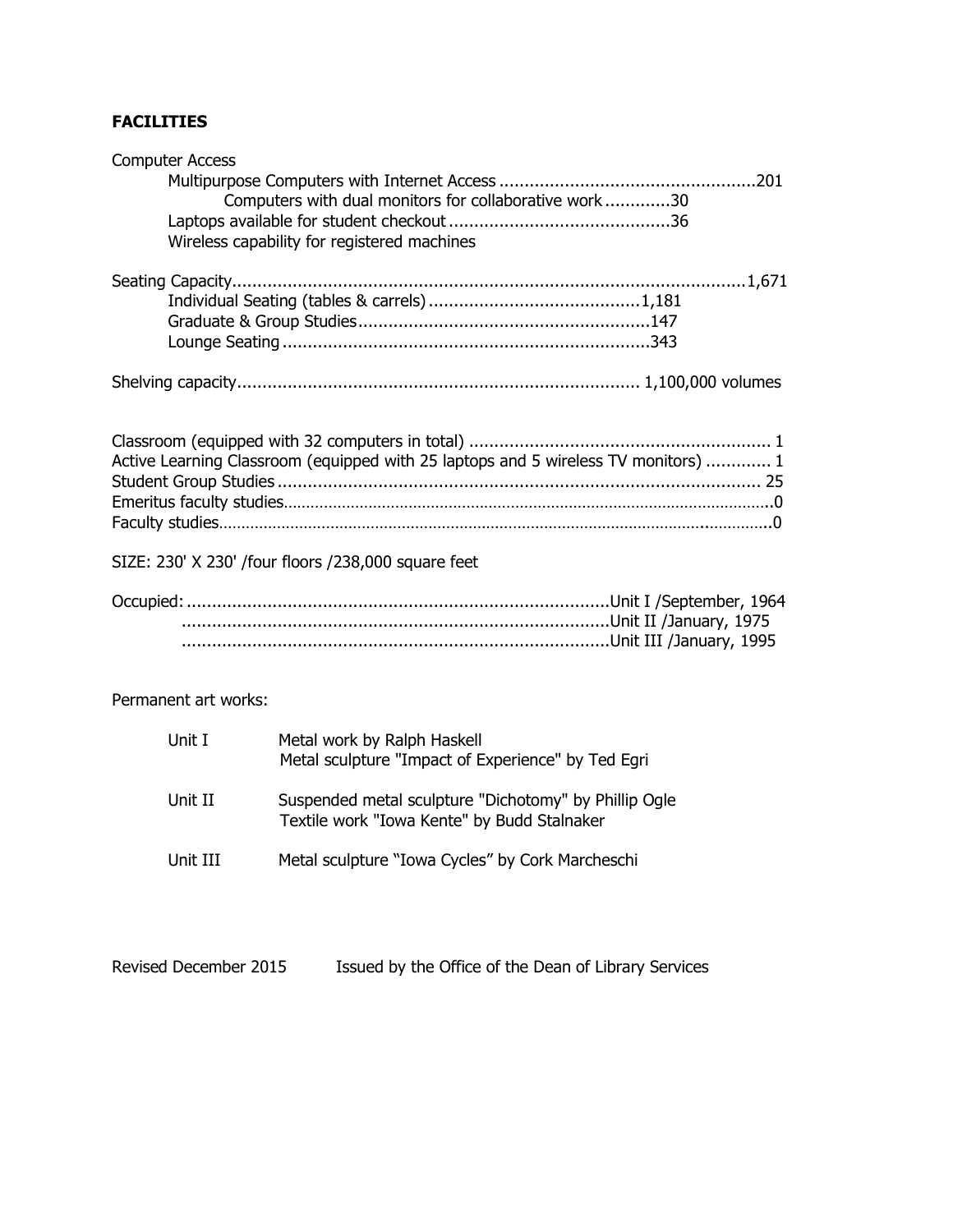**FACILITIES**

Computer Access

- Multipurpose Computers with Internet Access ....................................................201
  - Computers with dual monitors for collaborative work .............30
- Laptops available for student checkout ............................................36
- Wireless capability for registered machines

Seating Capacity......................................................................................................1,671

- Individual Seating (tables & carrels) ..........................................1,181
- Graduate & Group Studies..........................................................147
- Lounge Seating .........................................................................343

Shelving capacity............................................................................... 1,100,000 volumes

Classroom (equipped with 32 computers in total) ............................................................ 1
Active Learning Classroom (equipped with 25 laptops and 5 wireless TV monitors) ............. 1
Student Group Studies ............................................................................................... 25
Emeritus faculty studies.........................................................................................................0
Faculty studies......................................................................................................................0

SIZE: 230' X 230' /four floors /238,000 square feet

Occupied: ....................................................................................Unit I /September, 1964
....................................................................................Unit II /January, 1975
....................................................................................Unit III /January, 1995

Permanent art works:

| | |
|---|---|
| Unit I | Metal work by Ralph Haskell<br>Metal sculpture "Impact of Experience" by Ted Egri |
| Unit II | Suspended metal sculpture "Dichotomy" by Phillip Ogle<br>Textile work "Iowa Kente" by Budd Stalnaker |
| Unit III | Metal sculpture “Iowa Cycles” by Cork Marcheschi |

Revised December 2015 Issued by the Office of the Dean of Library Services